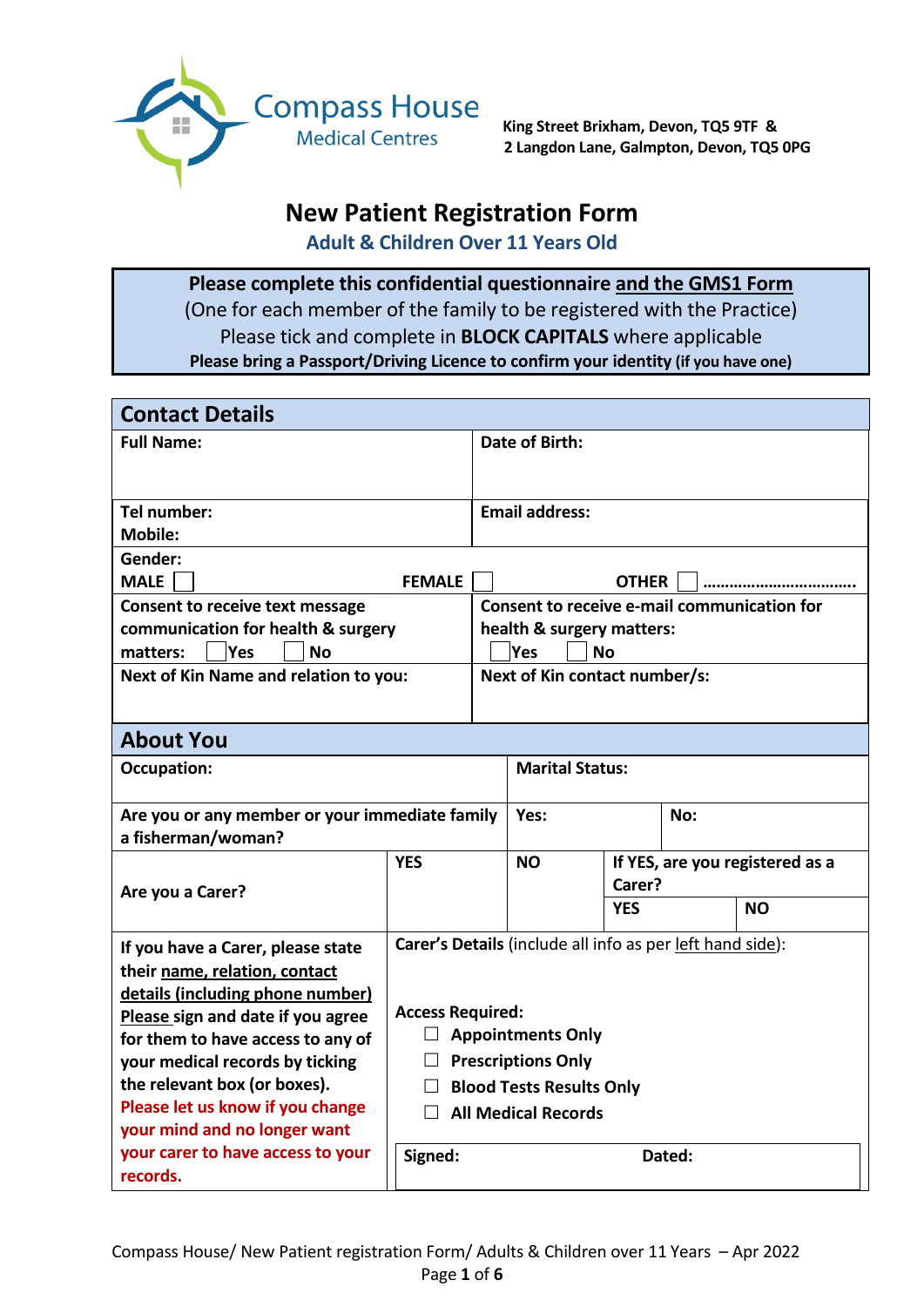Compass House
Medical Centres

**King Street Brixham, Devon, TQ5 9TF &**
**2 Langdon Lane, Galmpton, Devon, TQ5 0PG**

# New Patient Registration Form

## Adult & Children Over 11 Years Old

**Please complete this confidential questionnaire and the GMS1 Form**
(One for each member of the family to be registered with the Practice)
Please tick and complete in **BLOCK CAPITALS** where applicable
**Please bring a Passport/Driving Licence to confirm your identity (if you have one)**

## Contact Details

| | |
|---|---|
| **Full Name:** | **Date of Birth:** |
| **Tel number:**<br>**Mobile:** | **Email address:** |
| **Gender:**<br>**MALE** ☐ **FEMALE** ☐ **OTHER** ☐ ................................ | |
| **Consent to receive text message communication for health & surgery matters:** ☐ **Yes** ☐ **No** | **Consent to receive e-mail communication for health & surgery matters:**<br>☐ **Yes** ☐ **No** |
| **Next of Kin Name and relation to you:** | **Next of Kin contact number/s:** |

## About You

| | | | | |
|---|---|---|---|---|
| **Occupation:** | | **Marital Status:** | | |
| **Are you or any member or your immediate family a fisherman/woman?** | | **Yes:** | **No:** | |
| **Are you a Carer?** | **YES** | **NO** | **If YES, are you registered as a Carer?**<br>**YES** | <br>**NO** |

| | |
|---|---|
| **If you have a Carer, please state their name, relation, contact details (including phone number) Please sign and date if you agree for them to have access to any of your medical records by ticking the relevant box (or boxes).**<br>**Please let us know if you change your mind and no longer want your carer to have access to your records.** | **Carer's Details** (include all info as per left hand side):<br><br>**Access Required:**<br>☐ **Appointments Only**<br>☐ **Prescriptions Only**<br>☐ **Blood Tests Results Only**<br>☐ **All Medical Records**<br><br>**Signed:** **Dated:** |

Compass House/ New Patient registration Form/ Adults & Children over 11 Years – Apr 2022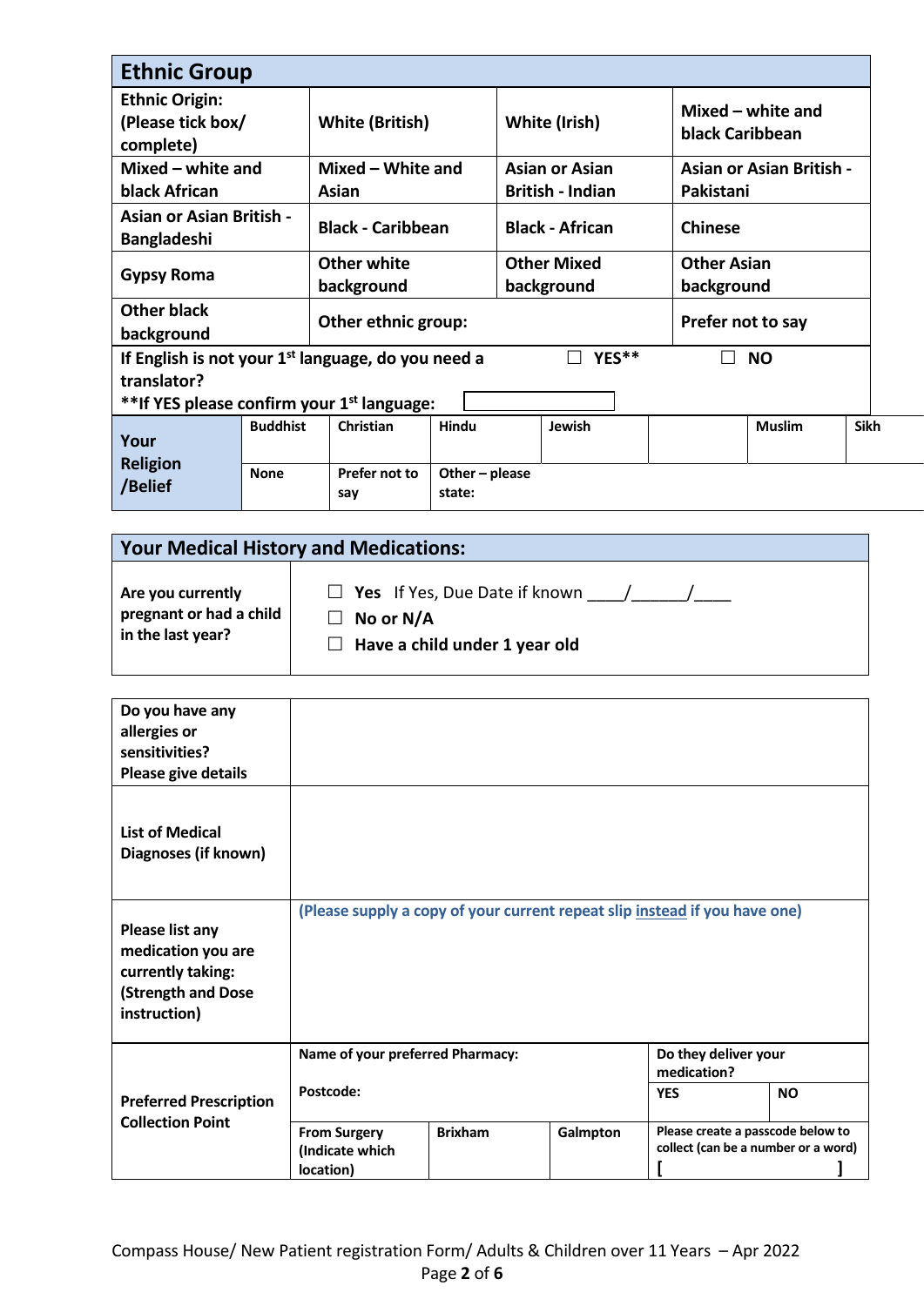## Ethnic Group

| | | | |
|---|---|---|---|
| Ethnic Origin: (Please tick box/ complete) | White (British) | White (Irish) | Mixed – white and black Caribbean |
| Mixed – white and black African | Mixed – White and Asian | Asian or Asian British - Indian | Asian or Asian British - Pakistani |
| Asian or Asian British - Bangladeshi | Black - Caribbean | Black - African | Chinese |
| Gypsy Roma | Other white background | Other Mixed background | Other Asian background |
| Other black background | Other ethnic group: | | Prefer not to say |

If English is not your 1st language, do you need a translator? ☐ YES** ☐ NO

**If YES please confirm your 1st language: ____________

| Your Religion /Belief | Buddhist | Christian | Hindu | Jewish | | Muslim | Sikh |
|---|---|---|---|---|---|---|---|
| | None | Prefer not to say | Other – please state: | | | | |

## Your Medical History and Medications:

| | |
|---|---|
| Are you currently pregnant or had a child in the last year? | ☐ **Yes** If Yes, Due Date if known ____/______/____<br>☐ **No or N/A**<br>☐ **Have a child under 1 year old** |

| | | | | |
|---|---|---|---|---|
| Do you have any allergies or sensitivities? Please give details | | | | |
| List of Medical Diagnoses (if known) | | | | |
| Please list any medication you are currently taking: (Strength and Dose instruction) | (Please supply a copy of your current repeat slip instead if you have one) | | | |
| Preferred Prescription Collection Point | Name of your preferred Pharmacy: | | | Do they deliver your medication? |
| | Postcode: | | | YES / NO |
| | From Surgery (Indicate which location) | Brixham | Galmpton | Please create a passcode below to collect (can be a number or a word) [ ] |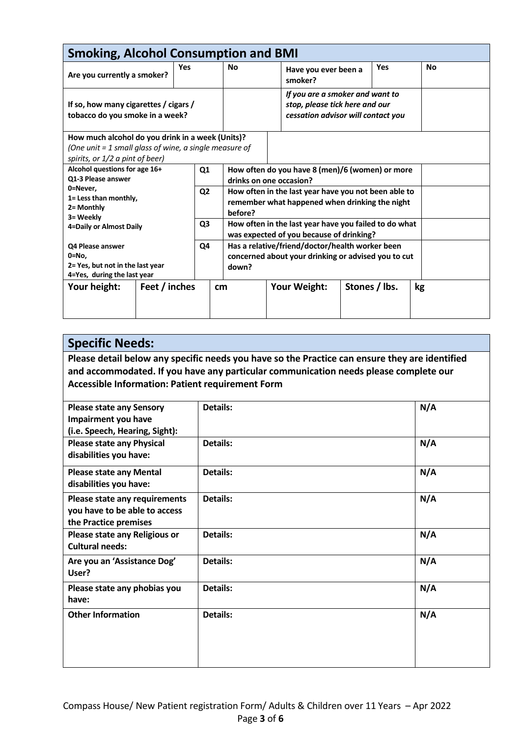## Smoking, Alcohol Consumption and BMI

| Are you currently a smoker? | Yes | No | Have you ever been a smoker? | Yes | No |
|---|---|---|---|---|---|
| If so, how many cigarettes / cigars / tobacco do you smoke in a week? | | | *If you are a smoker and want to stop, please tick here and our cessation advisor will contact you* | | |
| How much alcohol do you drink in a week (Units)? *(One unit = 1 small glass of wine, a single measure of spirits, or 1/2 a pint of beer)* | | | | | |

| Alcohol questions for age 16+ | | | |
|---|---|---|---|
| Q1-3 Please answer 0=Never, 1= Less than monthly, 2= Monthly 3= Weekly 4=Daily or Almost Daily | Q1 | How often do you have 8 (men)/6 (women) or more drinks on one occasion? | |
| | Q2 | How often in the last year have you not been able to remember what happened when drinking the night before? | |
| | Q3 | How often in the last year have you failed to do what was expected of you because of drinking? | |
| Q4 Please answer 0=No, 2= Yes, but not in the last year 4=Yes, during the last year | Q4 | Has a relative/friend/doctor/health worker been concerned about your drinking or advised you to cut down? | |

| Your height: | Feet / inches | cm | Your Weight: | Stones / lbs. | kg |
|---|---|---|---|---|---|
| | | | | | |

## Specific Needs:

**Please detail below any specific needs you have so the Practice can ensure they are identified and accommodated. If you have any particular communication needs please complete our Accessible Information: Patient requirement Form**

| | | |
|---|---|---|
| **Please state any Sensory Impairment you have (i.e. Speech, Hearing, Sight):** | **Details:** | **N/A** |
| **Please state any Physical disabilities you have:** | **Details:** | **N/A** |
| **Please state any Mental disabilities you have:** | **Details:** | **N/A** |
| **Please state any requirements you have to be able to access the Practice premises** | **Details:** | **N/A** |
| **Please state any Religious or Cultural needs:** | **Details:** | **N/A** |
| **Are you an 'Assistance Dog' User?** | **Details:** | **N/A** |
| **Please state any phobias you have:** | **Details:** | **N/A** |
| **Other Information** | **Details:** | **N/A** |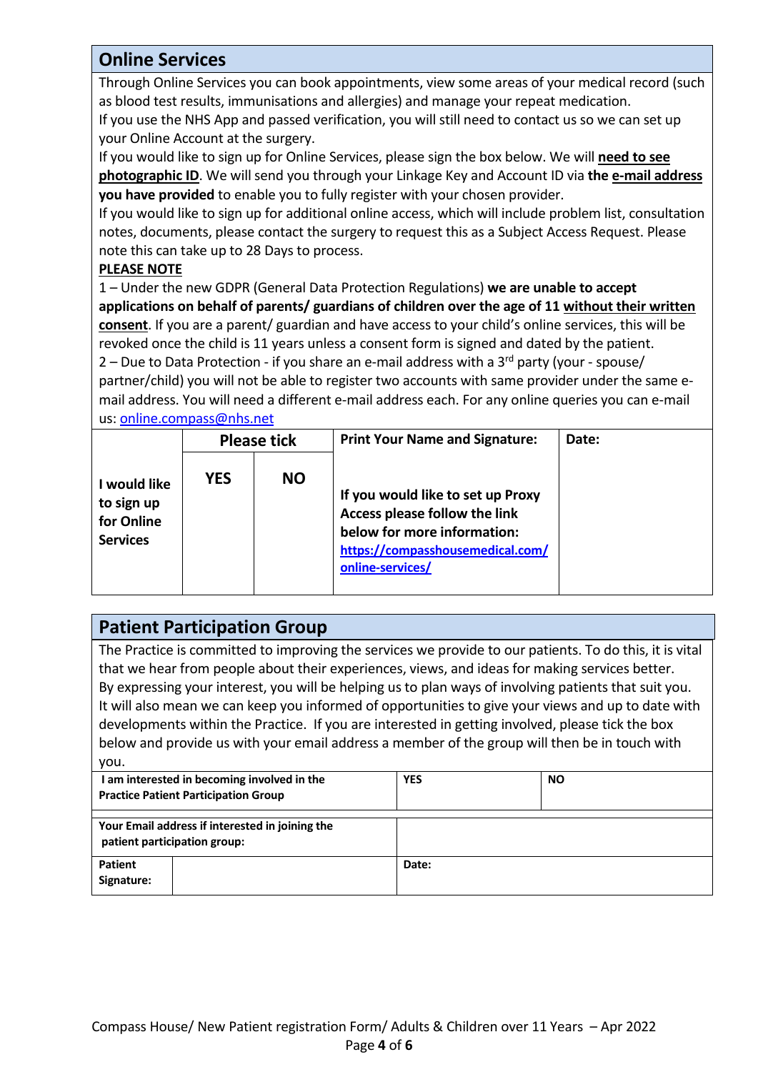## Online Services

Through Online Services you can book appointments, view some areas of your medical record (such as blood test results, immunisations and allergies) and manage your repeat medication.

If you use the NHS App and passed verification, you will still need to contact us so we can set up your Online Account at the surgery.

If you would like to sign up for Online Services, please sign the box below. We will **need to see photographic ID**. We will send you through your Linkage Key and Account ID via **the e-mail address you have provided** to enable you to fully register with your chosen provider.

If you would like to sign up for additional online access, which will include problem list, consultation notes, documents, please contact the surgery to request this as a Subject Access Request. Please note this can take up to 28 Days to process.

**PLEASE NOTE**

1 – Under the new GDPR (General Data Protection Regulations) **we are unable to accept applications on behalf of parents/ guardians of children over the age of 11 without their written consent**. If you are a parent/ guardian and have access to your child's online services, this will be revoked once the child is 11 years unless a consent form is signed and dated by the patient.

2 – Due to Data Protection - if you share an e-mail address with a 3rd party (your - spouse/ partner/child) you will not be able to register two accounts with same provider under the same e-mail address. You will need a different e-mail address each. For any online queries you can e-mail us: online.compass@nhs.net

| | **Please tick** | | **Print Your Name and Signature:** | **Date:** |
|---|---|---|---|---|
| **I would like to sign up for Online Services** | **YES** | **NO** | **If you would like to set up Proxy Access please follow the link below for more information:** https://compasshousemedical.com/online-services/ | |

## Patient Participation Group

The Practice is committed to improving the services we provide to our patients. To do this, it is vital that we hear from people about their experiences, views, and ideas for making services better. By expressing your interest, you will be helping us to plan ways of involving patients that suit you. It will also mean we can keep you informed of opportunities to give your views and up to date with developments within the Practice. If you are interested in getting involved, please tick the box below and provide us with your email address a member of the group will then be in touch with you.

| | | | |
|---|---|---|---|
| **I am interested in becoming involved in the Practice Patient Participation Group** | | **YES** | **NO** |
| **Your Email address if interested in joining the patient participation group:** | | | |
| **Patient Signature:** | | **Date:** | |

Compass House/ New Patient registration Form/ Adults & Children over 11 Years – Apr 2022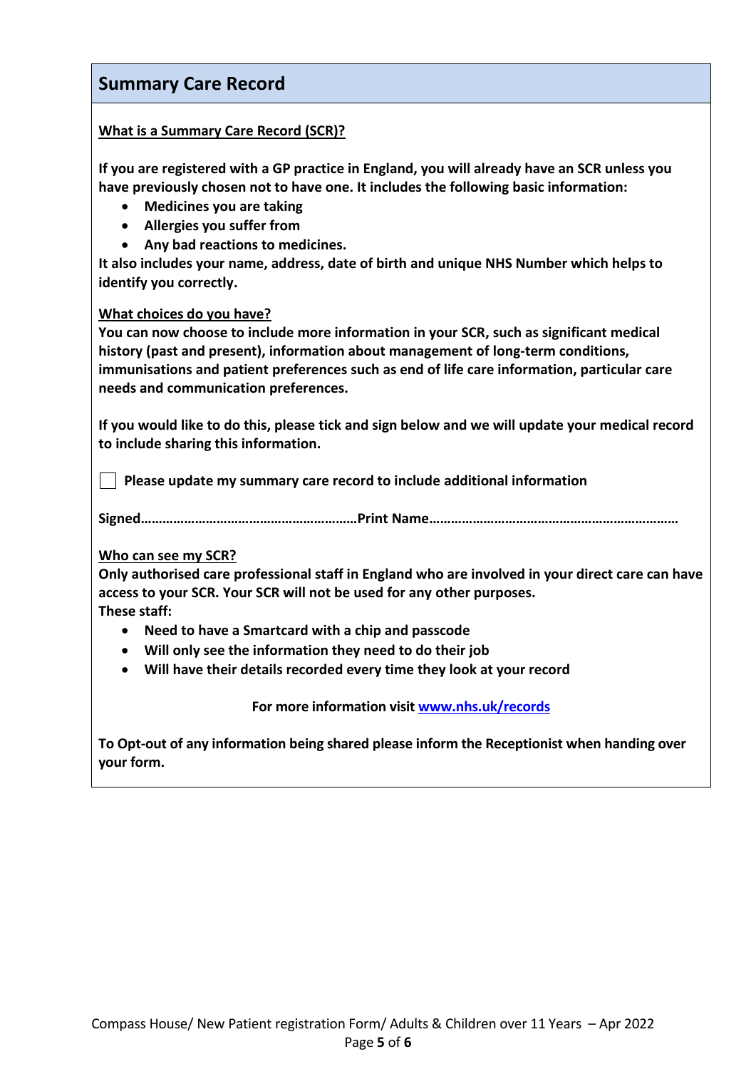## Summary Care Record

**What is a Summary Care Record (SCR)?**

**If you are registered with a GP practice in England, you will already have an SCR unless you have previously chosen not to have one. It includes the following basic information:**

- **Medicines you are taking**
- **Allergies you suffer from**
- **Any bad reactions to medicines.**

**It also includes your name, address, date of birth and unique NHS Number which helps to identify you correctly.**

**What choices do you have?**

**You can now choose to include more information in your SCR, such as significant medical history (past and present), information about management of long-term conditions, immunisations and patient preferences such as end of life care information, particular care needs and communication preferences.**

**If you would like to do this, please tick and sign below and we will update your medical record to include sharing this information.**

☐ **Please update my summary care record to include additional information**

**Signed………………………………………………….Print Name…………………………………………………………**

**Who can see my SCR?**

**Only authorised care professional staff in England who are involved in your direct care can have access to your SCR. Your SCR will not be used for any other purposes.**

**These staff:**

- **Need to have a Smartcard with a chip and passcode**
- **Will only see the information they need to do their job**
- **Will have their details recorded every time they look at your record**

**For more information visit [www.nhs.uk/records](http://www.nhs.uk/records)**

**To Opt-out of any information being shared please inform the Receptionist when handing over your form.**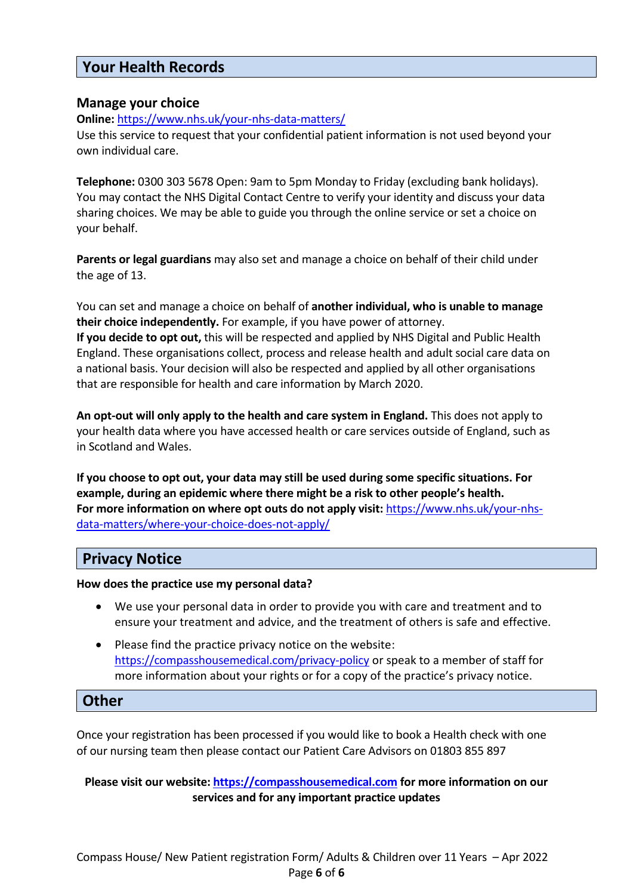## Your Health Records

### Manage your choice

**Online:** https://www.nhs.uk/your-nhs-data-matters/
Use this service to request that your confidential patient information is not used beyond your own individual care.

**Telephone:** 0300 303 5678 Open: 9am to 5pm Monday to Friday (excluding bank holidays). You may contact the NHS Digital Contact Centre to verify your identity and discuss your data sharing choices. We may be able to guide you through the online service or set a choice on your behalf.

**Parents or legal guardians** may also set and manage a choice on behalf of their child under the age of 13.

You can set and manage a choice on behalf of **another individual, who is unable to manage their choice independently.** For example, if you have power of attorney.
**If you decide to opt out,** this will be respected and applied by NHS Digital and Public Health England. These organisations collect, process and release health and adult social care data on a national basis. Your decision will also be respected and applied by all other organisations that are responsible for health and care information by March 2020.

**An opt-out will only apply to the health and care system in England.** This does not apply to your health data where you have accessed health or care services outside of England, such as in Scotland and Wales.

**If you choose to opt out, your data may still be used during some specific situations. For example, during an epidemic where there might be a risk to other people's health.**
**For more information on where opt outs do not apply visit:** https://www.nhs.uk/your-nhs-data-matters/where-your-choice-does-not-apply/

## Privacy Notice

**How does the practice use my personal data?**

- We use your personal data in order to provide you with care and treatment and to ensure your treatment and advice, and the treatment of others is safe and effective.
- Please find the practice privacy notice on the website: https://compasshousemedical.com/privacy-policy or speak to a member of staff for more information about your rights or for a copy of the practice's privacy notice.

## Other

Once your registration has been processed if you would like to book a Health check with one of our nursing team then please contact our Patient Care Advisors on 01803 855 897

**Please visit our website: https://compasshousemedical.com for more information on our services and for any important practice updates**

Compass House/ New Patient registration Form/ Adults & Children over 11 Years – Apr 2022